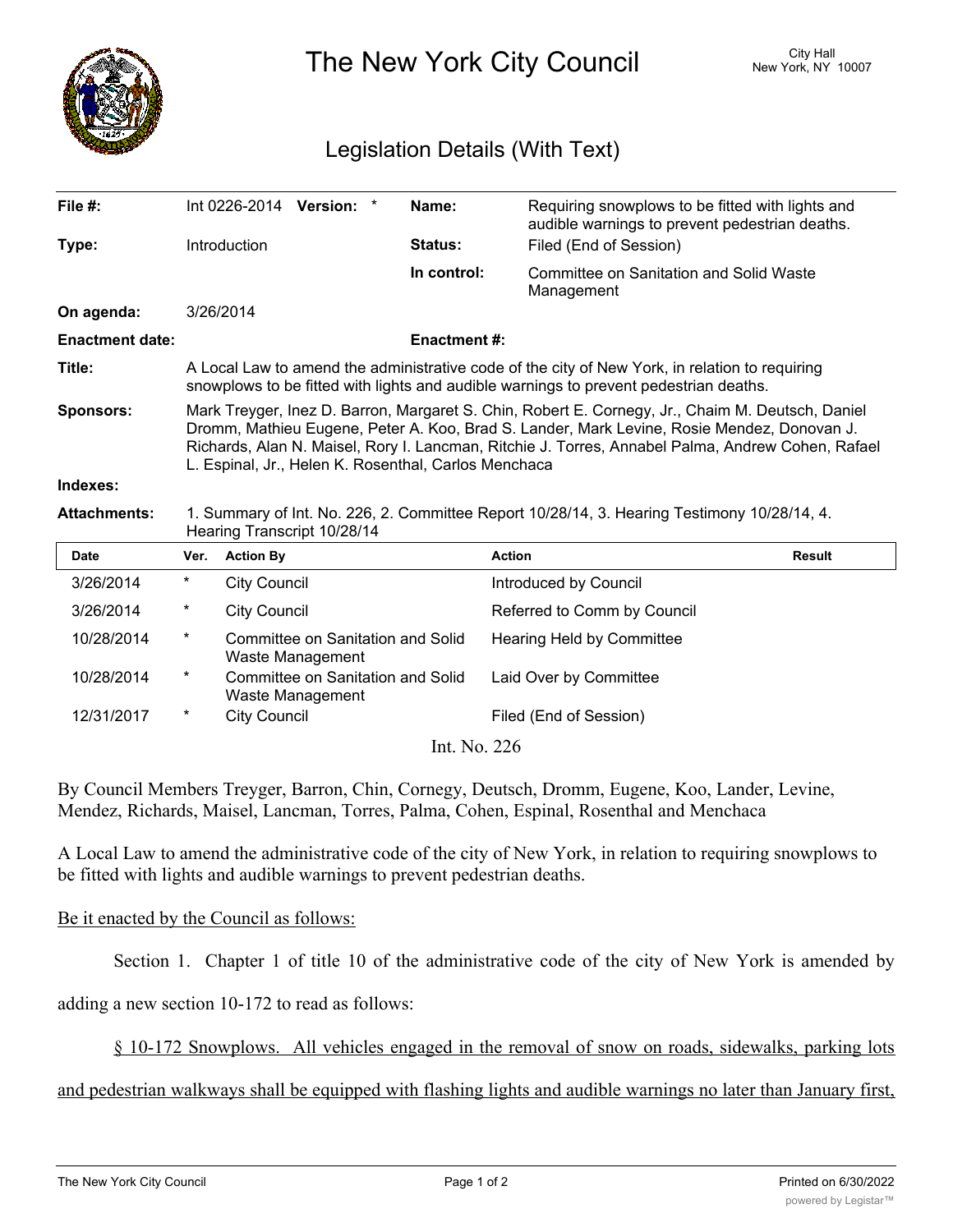# The New York City Council

City Hall
New York, NY 10007

## Legislation Details (With Text)

| | | | |
|---|---|---|---|
| **File #:** | Int 0226-2014 **Version:** * | **Name:** | Requiring snowplows to be fitted with lights and audible warnings to prevent pedestrian deaths. |
| **Type:** | Introduction | **Status:** | Filed (End of Session) |
| | | **In control:** | Committee on Sanitation and Solid Waste Management |
| **On agenda:** | 3/26/2014 | | |
| **Enactment date:** | | **Enactment #:** | |

**Title:** A Local Law to amend the administrative code of the city of New York, in relation to requiring snowplows to be fitted with lights and audible warnings to prevent pedestrian deaths.

**Sponsors:** Mark Treyger, Inez D. Barron, Margaret S. Chin, Robert E. Cornegy, Jr., Chaim M. Deutsch, Daniel Dromm, Mathieu Eugene, Peter A. Koo, Brad S. Lander, Mark Levine, Rosie Mendez, Donovan J. Richards, Alan N. Maisel, Rory I. Lancman, Ritchie J. Torres, Annabel Palma, Andrew Cohen, Rafael L. Espinal, Jr., Helen K. Rosenthal, Carlos Menchaca

**Indexes:**

**Attachments:** 1. Summary of Int. No. 226, 2. Committee Report 10/28/14, 3. Hearing Testimony 10/28/14, 4. Hearing Transcript 10/28/14

| Date | Ver. | Action By | Action | Result |
|---|---|---|---|---|
| 3/26/2014 | * | City Council | Introduced by Council | |
| 3/26/2014 | * | City Council | Referred to Comm by Council | |
| 10/28/2014 | * | Committee on Sanitation and Solid Waste Management | Hearing Held by Committee | |
| 10/28/2014 | * | Committee on Sanitation and Solid Waste Management | Laid Over by Committee | |
| 12/31/2017 | * | City Council | Filed (End of Session) | |

Int. No. 226

By Council Members Treyger, Barron, Chin, Cornegy, Deutsch, Dromm, Eugene, Koo, Lander, Levine, Mendez, Richards, Maisel, Lancman, Torres, Palma, Cohen, Espinal, Rosenthal and Menchaca

A Local Law to amend the administrative code of the city of New York, in relation to requiring snowplows to be fitted with lights and audible warnings to prevent pedestrian deaths.

<u>Be it enacted by the Council as follows:</u>

Section 1. Chapter 1 of title 10 of the administrative code of the city of New York is amended by adding a new section 10-172 to read as follows:

<u>§ 10-172 Snowplows. All vehicles engaged in the removal of snow on roads, sidewalks, parking lots and pedestrian walkways shall be equipped with flashing lights and audible warnings no later than January first,</u>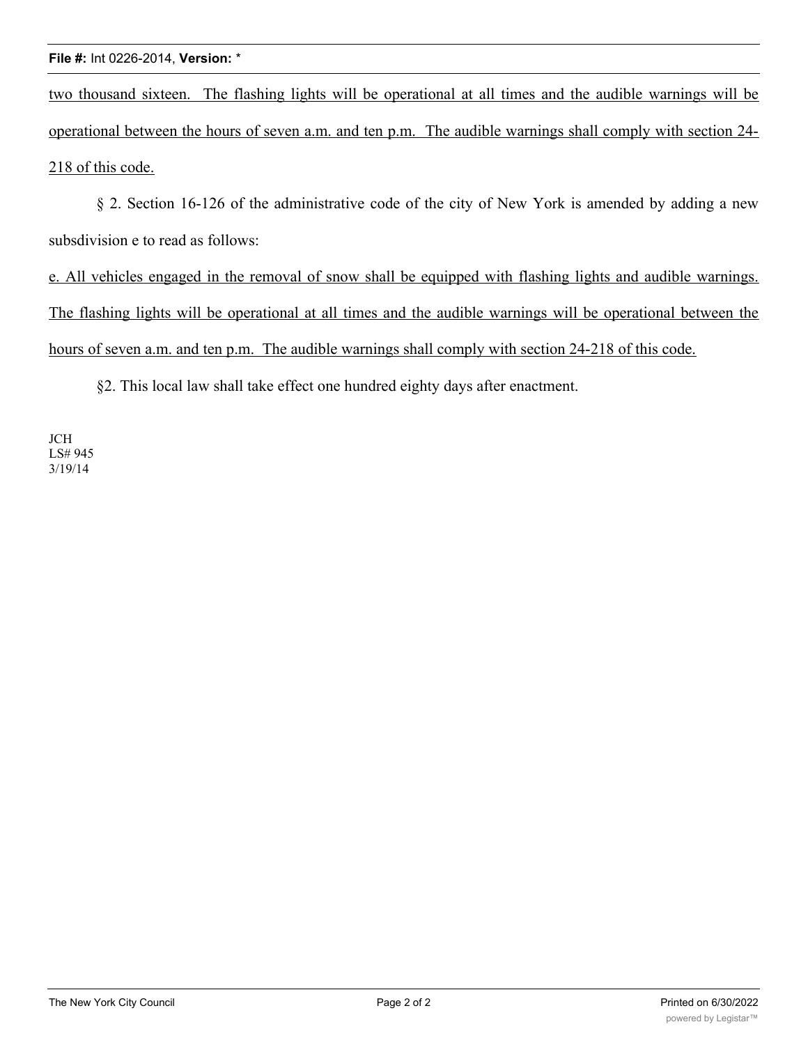two thousand sixteen. The flashing lights will be operational at all times and the audible warnings will be operational between the hours of seven a.m. and ten p.m. The audible warnings shall comply with section 24-218 of this code.

§ 2. Section 16-126 of the administrative code of the city of New York is amended by adding a new subsdivision e to read as follows:

e. All vehicles engaged in the removal of snow shall be equipped with flashing lights and audible warnings. The flashing lights will be operational at all times and the audible warnings will be operational between the hours of seven a.m. and ten p.m. The audible warnings shall comply with section 24-218 of this code.

§2. This local law shall take effect one hundred eighty days after enactment.

JCH
LS# 945
3/19/14